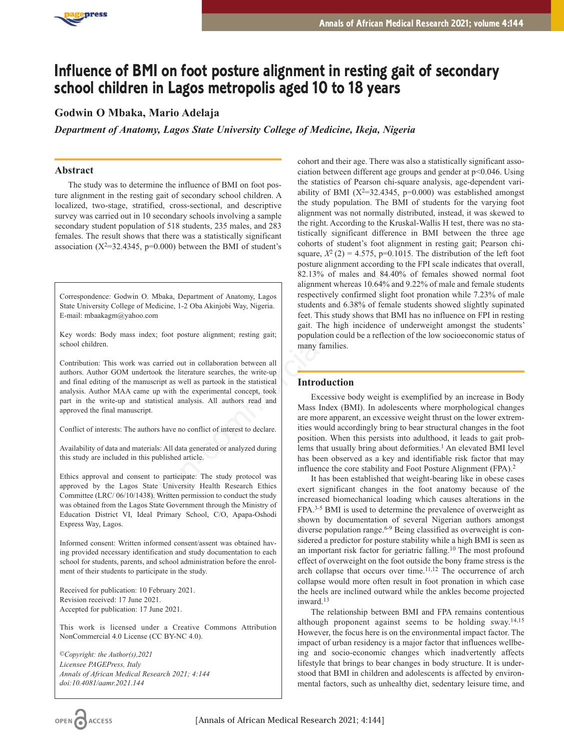# Influence of BMI on foot posture alignment in resting gait of secondary school children in Lagos metropolis aged 10 to 18 years

**Godwin O Mbaka, Mario Adelaja**

*Department of Anatomy, Lagos State University College of Medicine, Ikeja, Nigeria*

## Abstract

The study was to determine the influence of BMI on foot posture alignment in the resting gait of secondary school children. A localized, two-stage, stratified, cross-sectional, and descriptive survey was carried out in 10 secondary schools involving a sample secondary student population of 518 students, 235 males, and 283 females. The result shows that there was a statistically significant association ($X^2$=32.4345, p=0.000) between the BMI of student's cohort and their age. There was also a statistically significant association between different age groups and gender at p<0.046. Using the statistics of Pearson chi-square analysis, age-dependent variability of BMI ($X^2$=32.4345, p=0.000) was established amongst the study population. The BMI of students for the varying foot alignment was not normally distributed, instead, it was skewed to the right. According to the Kruskal-Wallis H test, there was no statistically significant difference in BMI between the three age cohorts of student's foot alignment in resting gait; Pearson chi-square, $X^2(2) = 4.575$, p=0.1015. The distribution of the left foot posture alignment according to the FPI scale indicates that overall, 82.13% of males and 84.40% of females showed normal foot alignment whereas 10.64% and 9.22% of male and female students respectively confirmed slight foot pronation while 7.23% of male students and 6.38% of female students showed slightly supinated feet. This study shows that BMI has no influence on FPI in resting gait. The high incidence of underweight amongst the students' population could be a reflection of the low socioeconomic status of many families.

Correspondence: Godwin O. Mbaka, Department of Anatomy, Lagos State University College of Medicine, 1-2 Oba Akinjobi Way, Nigeria. E-mail: mbaakagm@yahoo.com

Key words: Body mass index; foot posture alignment; resting gait; school children.

Contribution: This work was carried out in collaboration between all authors. Author GOM undertook the literature searches, the write-up and final editing of the manuscript as well as partook in the statistical analysis. Author MAA came up with the experimental concept, took part in the write-up and statistical analysis. All authors read and approved the final manuscript.

Conflict of interests: The authors have no conflict of interest to declare.

Availability of data and materials: All data generated or analyzed during this study are included in this published article.

Ethics approval and consent to participate: The study protocol was approved by the Lagos State University Health Research Ethics Committee (LRC/ 06/10/1438). Written permission to conduct the study was obtained from the Lagos State Government through the Ministry of Education District VI, Ideal Primary School, C/O, Apapa-Oshodi Express Way, Lagos.

Informed consent: Written informed consent/assent was obtained having provided necessary identification and study documentation to each school for students, parents, and school administration before the enrolment of their students to participate in the study.

Received for publication: 10 February 2021.
Revision received: 17 June 2021.
Accepted for publication: 17 June 2021.

This work is licensed under a Creative Commons Attribution NonCommercial 4.0 License (CC BY-NC 4.0).

*©Copyright: the Author(s),2021*
*Licensee PAGEPress, Italy*
*Annals of African Medical Research 2021; 4:144*
*doi:10.4081/aamr.2021.144*

## Introduction

Excessive body weight is exemplified by an increase in Body Mass Index (BMI). In adolescents where morphological changes are more apparent, an excessive weight thrust on the lower extremities would accordingly bring to bear structural changes in the foot position. When this persists into adulthood, it leads to gait problems that usually bring about deformities.[1] An elevated BMI level has been observed as a key and identifiable risk factor that may influence the core stability and Foot Posture Alignment (FPA).[2]

It has been established that weight-bearing like in obese cases exert significant changes in the foot anatomy because of the increased biomechanical loading which causes alterations in the FPA.[3-5] BMI is used to determine the prevalence of overweight as shown by documentation of several Nigerian authors amongst diverse population range.[6-9] Being classified as overweight is considered a predictor for posture stability while a high BMI is seen as an important risk factor for geriatric falling.[10] The most profound effect of overweight on the foot outside the bony frame stress is the arch collapse that occurs over time.[11,12] The occurrence of arch collapse would more often result in foot pronation in which case the heels are inclined outward while the ankles become projected inward.[13]

The relationship between BMI and FPA remains contentious although proponent against seems to be holding sway.[14,15] However, the focus here is on the environmental impact factor. The impact of urban residency is a major factor that influences wellbeing and socio-economic changes which inadvertently affects lifestyle that brings to bear changes in body structure. It is understood that BMI in children and adolescents is affected by environmental factors, such as unhealthy diet, sedentary leisure time, and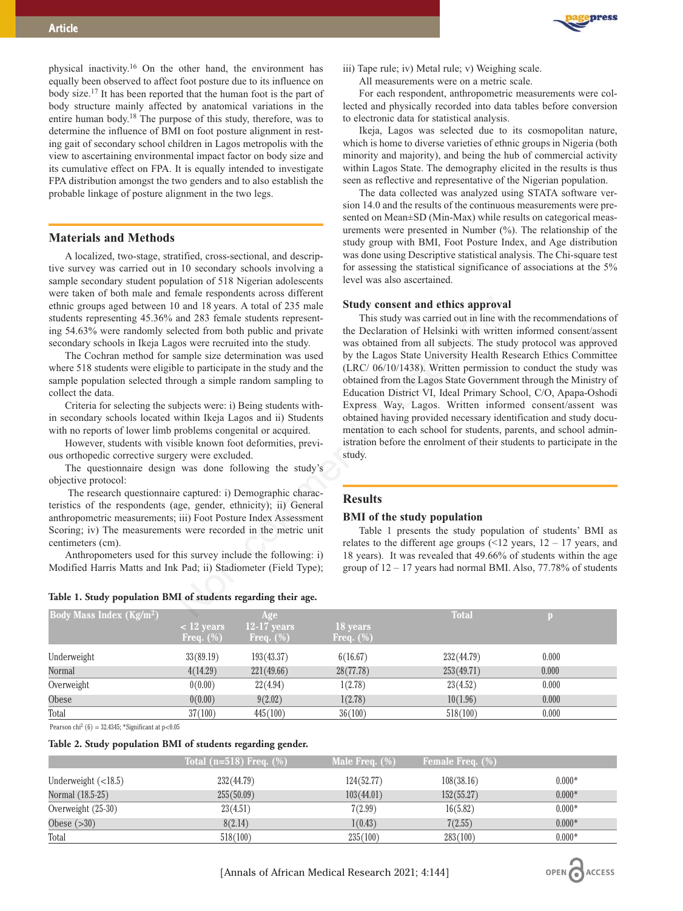physical inactivity.[16] On the other hand, the environment has equally been observed to affect foot posture due to its influence on body size.[17] It has been reported that the human foot is the part of body structure mainly affected by anatomical variations in the entire human body.[18] The purpose of this study, therefore, was to determine the influence of BMI on foot posture alignment in resting gait of secondary school children in Lagos metropolis with the view to ascertaining environmental impact factor on body size and its cumulative effect on FPA. It is equally intended to investigate FPA distribution amongst the two genders and to also establish the probable linkage of posture alignment in the two legs.

## Materials and Methods

A localized, two-stage, stratified, cross-sectional, and descriptive survey was carried out in 10 secondary schools involving a sample secondary student population of 518 Nigerian adolescents were taken of both male and female respondents across different ethnic groups aged between 10 and 18 years. A total of 235 male students representing 45.36% and 283 female students representing 54.63% were randomly selected from both public and private secondary schools in Ikeja Lagos were recruited into the study.

The Cochran method for sample size determination was used where 518 students were eligible to participate in the study and the sample population selected through a simple random sampling to collect the data.

Criteria for selecting the subjects were: i) Being students within secondary schools located within Ikeja Lagos and ii) Students with no reports of lower limb problems congenital or acquired.

However, students with visible known foot deformities, previous orthopedic corrective surgery were excluded.

The questionnaire design was done following the study's objective protocol:

The research questionnaire captured: i) Demographic characteristics of the respondents (age, gender, ethnicity); ii) General anthropometric measurements; iii) Foot Posture Index Assessment Scoring; iv) The measurements were recorded in the metric unit centimeters (cm).

Anthropometers used for this survey include the following: i) Modified Harris Matts and Ink Pad; ii) Stadiometer (Field Type); iii) Tape rule; iv) Metal rule; v) Weighing scale.

All measurements were on a metric scale.

For each respondent, anthropometric measurements were collected and physically recorded into data tables before conversion to electronic data for statistical analysis.

Ikeja, Lagos was selected due to its cosmopolitan nature, which is home to diverse varieties of ethnic groups in Nigeria (both minority and majority), and being the hub of commercial activity within Lagos State. The demography elicited in the results is thus seen as reflective and representative of the Nigerian population.

The data collected was analyzed using STATA software version 14.0 and the results of the continuous measurements were presented on Mean±SD (Min-Max) while results on categorical measurements were presented in Number (%). The relationship of the study group with BMI, Foot Posture Index, and Age distribution was done using Descriptive statistical analysis. The Chi-square test for assessing the statistical significance of associations at the 5% level was also ascertained.

### Study consent and ethics approval

This study was carried out in line with the recommendations of the Declaration of Helsinki with written informed consent/assent was obtained from all subjects. The study protocol was approved by the Lagos State University Health Research Ethics Committee (LRC/ 06/10/1438). Written permission to conduct the study was obtained from the Lagos State Government through the Ministry of Education District VI, Ideal Primary School, C/O, Apapa-Oshodi Express Way, Lagos. Written informed consent/assent was obtained having provided necessary identification and study documentation to each school for students, parents, and school administration before the enrolment of their students to participate in the study.

## Results

### BMI of the study population

Table 1 presents the study population of students' BMI as relates to the different age groups (<12 years, 12 – 17 years, and 18 years). It was revealed that 49.66% of students within the age group of 12 – 17 years had normal BMI. Also, 77.78% of students

**Table 1. Study population BMI of students regarding their age.**

| Body Mass Index (Kg/m$^2$) | Age | | | Total | p |
|---|---|---|---|---|---|
| | < 12 years Freq. (%) | 12-17 years Freq. (%) | 18 years Freq. (%) | | |
| Underweight | 33(89.19) | 193(43.37) | 6(16.67) | 232(44.79) | 0.000 |
| Normal | 4(14.29) | 221(49.66) | 28(77.78) | 253(49.71) | 0.000 |
| Overweight | 0(0.00) | 22(4.94) | 1(2.78) | 23(4.52) | 0.000 |
| Obese | 0(0.00) | 9(2.02) | 1(2.78) | 10(1.96) | 0.000 |
| Total | 37(100) | 445(100) | 36(100) | 518(100) | 0.000 |

Pearson chi$^2$ (6) = 32.4345; *Significant at $p<0.05$

**Table 2. Study population BMI of students regarding gender.**

| | Total (n=518) Freq. (%) | Male Freq. (%) | Female Freq. (%) | |
|---|---|---|---|---|
| Underweight (<18.5) | 232(44.79) | 124(52.77) | 108(38.16) | 0.000* |
| Normal (18.5-25) | 255(50.09) | 103(44.01) | 152(55.27) | 0.000* |
| Overweight (25-30) | 23(4.51) | 7(2.99) | 16(5.82) | 0.000* |
| Obese (>30) | 8(2.14) | 1(0.43) | 7(2.55) | 0.000* |
| Total | 518(100) | 235(100) | 283(100) | 0.000* |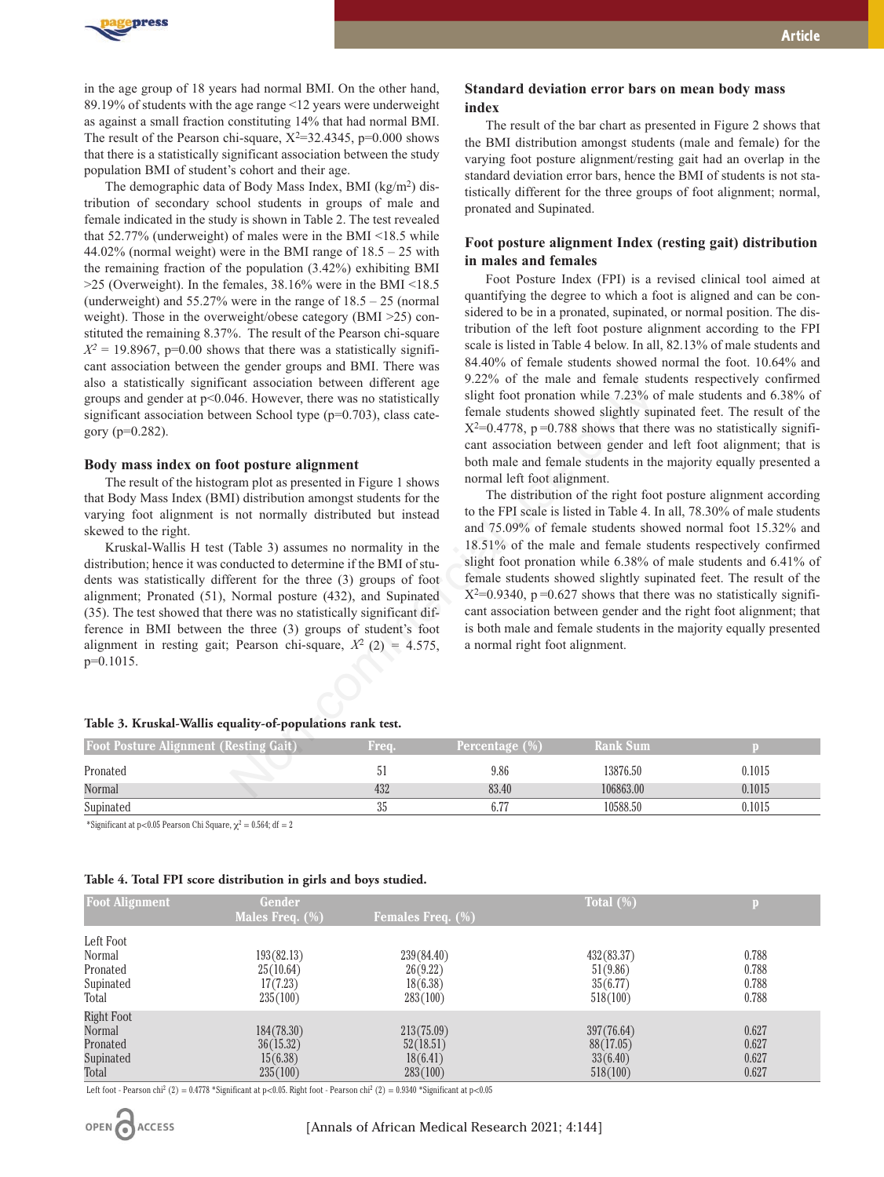in the age group of 18 years had normal BMI. On the other hand, 89.19% of students with the age range <12 years were underweight as against a small fraction constituting 14% that had normal BMI. The result of the Pearson chi-square, $X^2$=32.4345, p=0.000 shows that there is a statistically significant association between the study population BMI of student's cohort and their age.

The demographic data of Body Mass Index, BMI (kg/m$^2$) distribution of secondary school students in groups of male and female indicated in the study is shown in Table 2. The test revealed that 52.77% (underweight) of males were in the BMI <18.5 while 44.02% (normal weight) were in the BMI range of 18.5 – 25 with the remaining fraction of the population (3.42%) exhibiting BMI >25 (Overweight). In the females, 38.16% were in the BMI <18.5 (underweight) and 55.27% were in the range of 18.5 – 25 (normal weight). Those in the overweight/obese category (BMI >25) constituted the remaining 8.37%. The result of the Pearson chi-square $X^2$ = 19.8967, p=0.00 shows that there was a statistically significant association between the gender groups and BMI. There was also a statistically significant association between different age groups and gender at p<0.046. However, there was no statistically significant association between School type (p=0.703), class category (p=0.282).

### Body mass index on foot posture alignment

The result of the histogram plot as presented in Figure 1 shows that Body Mass Index (BMI) distribution amongst students for the varying foot alignment is not normally distributed but instead skewed to the right.

Kruskal-Wallis H test (Table 3) assumes no normality in the distribution; hence it was conducted to determine if the BMI of students was statistically different for the three (3) groups of foot alignment; Pronated (51), Normal posture (432), and Supinated (35). The test showed that there was no statistically significant difference in BMI between the three (3) groups of student's foot alignment in resting gait; Pearson chi-square, $X^2$ (2) = 4.575, p=0.1015.

### Standard deviation error bars on mean body mass index

The result of the bar chart as presented in Figure 2 shows that the BMI distribution amongst students (male and female) for the varying foot posture alignment/resting gait had an overlap in the standard deviation error bars, hence the BMI of students is not statistically different for the three groups of foot alignment; normal, pronated and Supinated.

### Foot posture alignment Index (resting gait) distribution in males and females

Foot Posture Index (FPI) is a revised clinical tool aimed at quantifying the degree to which a foot is aligned and can be considered to be in a pronated, supinated, or normal position. The distribution of the left foot posture alignment according to the FPI scale is listed in Table 4 below. In all, 82.13% of male students and 84.40% of female students showed normal the foot. 10.64% and 9.22% of the male and female students respectively confirmed slight foot pronation while 7.23% of male students and 6.38% of female students showed slightly supinated feet. The result of the $X^2$=0.4778, p=0.788 shows that there was no statistically significant association between gender and left foot alignment; that is both male and female students in the majority equally presented a normal left foot alignment.

The distribution of the right foot posture alignment according to the FPI scale is listed in Table 4. In all, 78.30% of male students and 75.09% of female students showed normal foot 15.32% and 18.51% of the male and female students respectively confirmed slight foot pronation while 6.38% of male students and 6.41% of female students showed slightly supinated feet. The result of the $X^2$=0.9340, p=0.627 shows that there was no statistically significant association between gender and the right foot alignment; that is both male and female students in the majority equally presented a normal right foot alignment.

**Table 3. Kruskal-Wallis equality-of-populations rank test.**

| Foot Posture Alignment (Resting Gait) | Freq. | Percentage (%) | Rank Sum | p |
|---|---|---|---|---|
| Pronated | 51 | 9.86 | 13876.50 | 0.1015 |
| Normal | 432 | 83.40 | 106863.00 | 0.1015 |
| Supinated | 35 | 6.77 | 10588.50 | 0.1015 |

*Significant at p<0.05 Pearson Chi Square, $\chi^2$ = 0.564; df = 2

**Table 4. Total FPI score distribution in girls and boys studied.**

| Foot Alignment | Gender | | Total (%) | p |
|---|---|---|---|---|
| | Males Freq. (%) | Females Freq. (%) | | |
| Left Foot | | | | |
| Normal | 193(82.13) | 239(84.40) | 432(83.37) | 0.788 |
| Pronated | 25(10.64) | 26(9.22) | 51(9.86) | 0.788 |
| Supinated | 17(7.23) | 18(6.38) | 35(6.77) | 0.788 |
| Total | 235(100) | 283(100) | 518(100) | 0.788 |
| Right Foot | | | | |
| Normal | 184(78.30) | 213(75.09) | 397(76.64) | 0.627 |
| Pronated | 36(15.32) | 52(18.51) | 88(17.05) | 0.627 |
| Supinated | 15(6.38) | 18(6.41) | 33(6.40) | 0.627 |
| Total | 235(100) | 283(100) | 518(100) | 0.627 |

Left foot - Pearson chi$^2$ (2) = 0.4778 *Significant at p<0.05. Right foot - Pearson chi$^2$ (2) = 0.9340 *Significant at p<0.05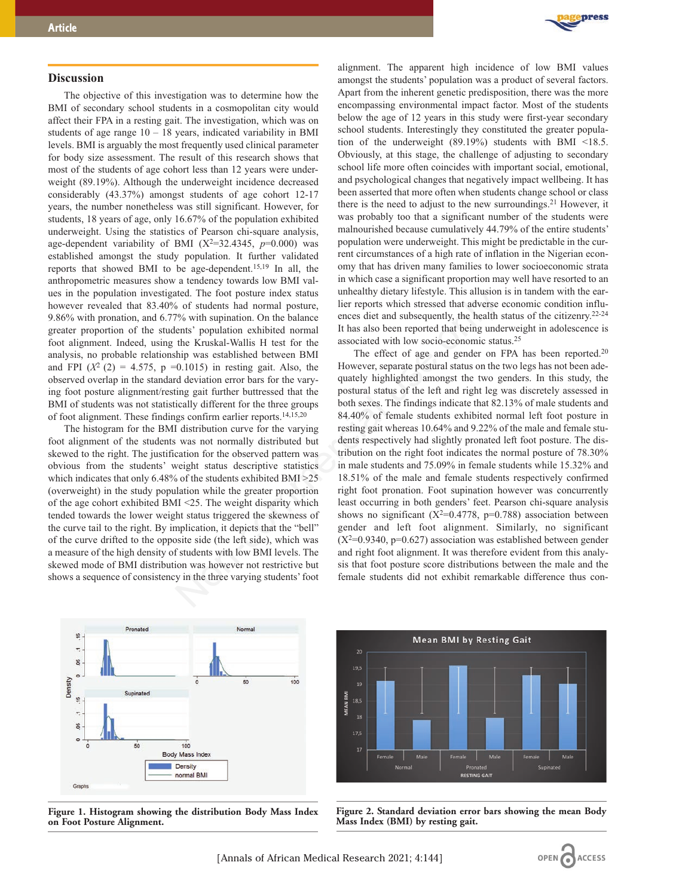## Discussion

The objective of this investigation was to determine how the BMI of secondary school students in a cosmopolitan city would affect their FPA in a resting gait. The investigation, which was on students of age range 10 – 18 years, indicated variability in BMI levels. BMI is arguably the most frequently used clinical parameter for body size assessment. The result of this research shows that most of the students of age cohort less than 12 years were underweight (89.19%). Although the underweight incidence decreased considerably (43.37%) amongst students of age cohort 12-17 years, the number nonetheless was still significant. However, for students, 18 years of age, only 16.67% of the population exhibited underweight. Using the statistics of Pearson chi-square analysis, age-dependent variability of BMI ($X^2$=32.4345, *p*=0.000) was established amongst the study population. It further validated reports that showed BMI to be age-dependent.[15,19] In all, the anthropometric measures show a tendency towards low BMI values in the population investigated. The foot posture index status however revealed that 83.40% of students had normal posture, 9.86% with pronation, and 6.77% with supination. On the balance greater proportion of the students' population exhibited normal foot alignment. Indeed, using the Kruskal-Wallis H test for the analysis, no probable relationship was established between BMI and FPI ($X^2$ (2) = 4.575, p =0.1015) in resting gait. Also, the observed overlap in the standard deviation error bars for the varying foot posture alignment/resting gait further buttressed that the BMI of students was not statistically different for the three groups of foot alignment. These findings confirm earlier reports.[14,15,20]

The histogram for the BMI distribution curve for the varying foot alignment of the students was not normally distributed but skewed to the right. The justification for the observed pattern was obvious from the students' weight status descriptive statistics which indicates that only 6.48% of the students exhibited BMI >25 (overweight) in the study population while the greater proportion of the age cohort exhibited BMI <25. The weight disparity which tended towards the lower weight status triggered the skewness of the curve tail to the right. By implication, it depicts that the "bell" of the curve drifted to the opposite side (the left side), which was a measure of the high density of students with low BMI levels. The skewed mode of BMI distribution was however not restrictive but shows a sequence of consistency in the three varying students' foot alignment. The apparent high incidence of low BMI values amongst the students' population was a product of several factors. Apart from the inherent genetic predisposition, there was the more encompassing environmental impact factor. Most of the students below the age of 12 years in this study were first-year secondary school students. Interestingly they constituted the greater population of the underweight (89.19%) students with BMI <18.5. Obviously, at this stage, the challenge of adjusting to secondary school life more often coincides with important social, emotional, and psychological changes that negatively impact wellbeing. It has been asserted that more often when students change school or class there is the need to adjust to the new surroundings.[21] However, it was probably too that a significant number of the students were malnourished because cumulatively 44.79% of the entire students' population were underweight. This might be predictable in the current circumstances of a high rate of inflation in the Nigerian economy that has driven many families to lower socioeconomic strata in which case a significant proportion may well have resorted to an unhealthy dietary lifestyle. This allusion is in tandem with the earlier reports which stressed that adverse economic condition influences diet and subsequently, the health status of the citizenry.[22-24] It has also been reported that being underweight in adolescence is associated with low socio-economic status.[25]

The effect of age and gender on FPA has been reported.[20] However, separate postural status on the two legs has not been adequately highlighted amongst the two genders. In this study, the postural status of the left and right leg was discretely assessed in both sexes. The findings indicate that 82.13% of male students and 84.40% of female students exhibited normal left foot posture in resting gait whereas 10.64% and 9.22% of the male and female students respectively had slightly pronated left foot posture. The distribution on the right foot indicates the normal posture of 78.30% in male students and 75.09% in female students while 15.32% and 18.51% of the male and female students respectively confirmed right foot pronation. Foot supination however was concurrently least occurring in both genders' feet. Pearson chi-square analysis shows no significant ($X^2$=0.4778, p=0.788) association between gender and left foot alignment. Similarly, no significant ($X^2$=0.9340, p=0.627) association was established between gender and right foot alignment. It was therefore evident from this analysis that foot posture score distributions between the male and the female students did not exhibit remarkable difference thus con-

**Figure 1. Histogram showing the distribution Body Mass Index on Foot Posture Alignment.**

**Figure 2. Standard deviation error bars showing the mean Body Mass Index (BMI) by resting gait.**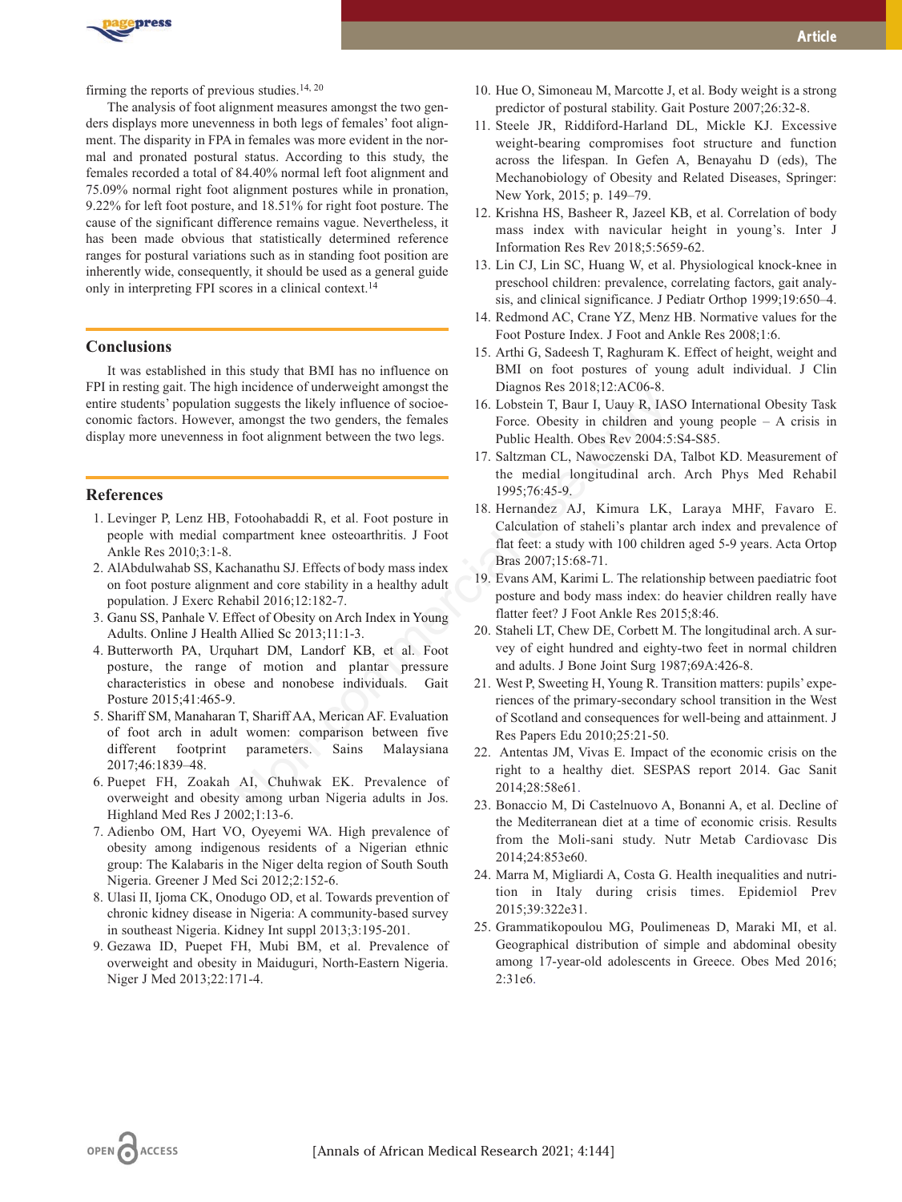firming the reports of previous studies.[14, 20]

The analysis of foot alignment measures amongst the two genders displays more unevenness in both legs of females' foot alignment. The disparity in FPA in females was more evident in the normal and pronated postural status. According to this study, the females recorded a total of 84.40% normal left foot alignment and 75.09% normal right foot alignment postures while in pronation, 9.22% for left foot posture, and 18.51% for right foot posture. The cause of the significant difference remains vague. Nevertheless, it has been made obvious that statistically determined reference ranges for postural variations such as in standing foot position are inherently wide, consequently, it should be used as a general guide only in interpreting FPI scores in a clinical context.[14]

## Conclusions

It was established in this study that BMI has no influence on FPI in resting gait. The high incidence of underweight amongst the entire students' population suggests the likely influence of socioeconomic factors. However, amongst the two genders, the females display more unevenness in foot alignment between the two legs.

## References

1. Levinger P, Lenz HB, Fotoohabaddi R, et al. Foot posture in people with medial compartment knee osteoarthritis. J Foot Ankle Res 2010;3:1-8.
2. AlAbdulwahab SS, Kachanathu SJ. Effects of body mass index on foot posture alignment and core stability in a healthy adult population. J Exerc Rehabil 2016;12:182-7.
3. Ganu SS, Panhale V. Effect of Obesity on Arch Index in Young Adults. Online J Health Allied Sc 2013;11:1-3.
4. Butterworth PA, Urquhart DM, Landorf KB, et al. Foot posture, the range of motion and plantar pressure characteristics in obese and nonobese individuals. Gait Posture 2015;41:465-9.
5. Shariff SM, Manaharan T, Shariff AA, Merican AF. Evaluation of foot arch in adult women: comparison between five different footprint parameters. Sains Malaysiana 2017;46:1839–48.
6. Puepet FH, Zoakah AI, Chuhwak EK. Prevalence of overweight and obesity among urban Nigeria adults in Jos. Highland Med Res J 2002;1:13-6.
7. Adienbo OM, Hart VO, Oyeyemi WA. High prevalence of obesity among indigenous residents of a Nigerian ethnic group: The Kalabaris in the Niger delta region of South South Nigeria. Greener J Med Sci 2012;2:152-6.
8. Ulasi II, Ijoma CK, Onodugo OD, et al. Towards prevention of chronic kidney disease in Nigeria: A community-based survey in southeast Nigeria. Kidney Int suppl 2013;3:195-201.
9. Gezawa ID, Puepet FH, Mubi BM, et al. Prevalence of overweight and obesity in Maiduguri, North-Eastern Nigeria. Niger J Med 2013;22:171-4.
10. Hue O, Simoneau M, Marcotte J, et al. Body weight is a strong predictor of postural stability. Gait Posture 2007;26:32-8.
11. Steele JR, Riddiford-Harland DL, Mickle KJ. Excessive weight-bearing compromises foot structure and function across the lifespan. In Gefen A, Benayahu D (eds), The Mechanobiology of Obesity and Related Diseases, Springer: New York, 2015; p. 149–79.
12. Krishna HS, Basheer R, Jazeel KB, et al. Correlation of body mass index with navicular height in young's. Inter J Information Res Rev 2018;5:5659-62.
13. Lin CJ, Lin SC, Huang W, et al. Physiological knock-knee in preschool children: prevalence, correlating factors, gait analysis, and clinical significance. J Pediatr Orthop 1999;19:650–4.
14. Redmond AC, Crane YZ, Menz HB. Normative values for the Foot Posture Index. J Foot and Ankle Res 2008;1:6.
15. Arthi G, Sadeesh T, Raghuram K. Effect of height, weight and BMI on foot postures of young adult individual. J Clin Diagnos Res 2018;12:AC06-8.
16. Lobstein T, Baur I, Uauy R, IASO International Obesity Task Force. Obesity in children and young people – A crisis in Public Health. Obes Rev 2004:5:S4-S85.
17. Saltzman CL, Nawoczenski DA, Talbot KD. Measurement of the medial longitudinal arch. Arch Phys Med Rehabil 1995;76:45-9.
18. Hernandez AJ, Kimura LK, Laraya MHF, Favaro E. Calculation of staheli's plantar arch index and prevalence of flat feet: a study with 100 children aged 5-9 years. Acta Ortop Bras 2007;15:68-71.
19. Evans AM, Karimi L. The relationship between paediatric foot posture and body mass index: do heavier children really have flatter feet? J Foot Ankle Res 2015;8:46.
20. Staheli LT, Chew DE, Corbett M. The longitudinal arch. A survey of eight hundred and eighty-two feet in normal children and adults. J Bone Joint Surg 1987;69A:426-8.
21. West P, Sweeting H, Young R. Transition matters: pupils' experiences of the primary-secondary school transition in the West of Scotland and consequences for well-being and attainment. J Res Papers Edu 2010;25:21-50.
22. Antentas JM, Vivas E. Impact of the economic crisis on the right to a healthy diet. SESPAS report 2014. Gac Sanit 2014;28:58e61.
23. Bonaccio M, Di Castelnuovo A, Bonanni A, et al. Decline of the Mediterranean diet at a time of economic crisis. Results from the Moli-sani study. Nutr Metab Cardiovasc Dis 2014;24:853e60.
24. Marra M, Migliardi A, Costa G. Health inequalities and nutrition in Italy during crisis times. Epidemiol Prev 2015;39:322e31.
25. Grammatikopoulou MG, Poulimeneas D, Maraki MI, et al. Geographical distribution of simple and abdominal obesity among 17-year-old adolescents in Greece. Obes Med 2016; 2:31e6.